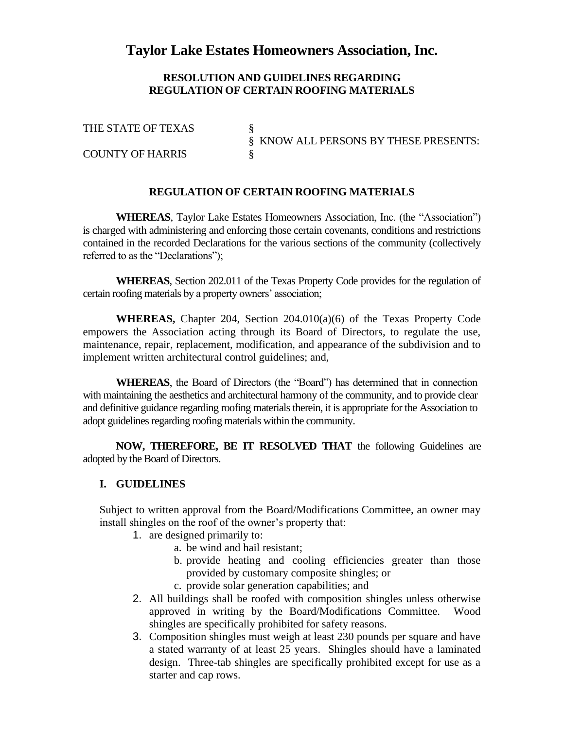# Taylor Lake Estates Homeowners Association, Inc.

## RESOLUTION AND GUIDELINES REGARDING REGULATION OF CERTAIN ROOFING MATERIALS

| | | |
|---|---|---|
| THE STATE OF TEXAS | § | |
| | § | KNOW ALL PERSONS BY THESE PRESENTS: |
| COUNTY OF HARRIS | § | |

### REGULATION OF CERTAIN ROOFING MATERIALS

**WHEREAS**, Taylor Lake Estates Homeowners Association, Inc. (the "Association") is charged with administering and enforcing those certain covenants, conditions and restrictions contained in the recorded Declarations for the various sections of the community (collectively referred to as the "Declarations");

**WHEREAS**, Section 202.011 of the Texas Property Code provides for the regulation of certain roofing materials by a property owners' association;

**WHEREAS,** Chapter 204, Section 204.010(a)(6) of the Texas Property Code empowers the Association acting through its Board of Directors, to regulate the use, maintenance, repair, replacement, modification, and appearance of the subdivision and to implement written architectural control guidelines; and,

**WHEREAS**, the Board of Directors (the "Board") has determined that in connection with maintaining the aesthetics and architectural harmony of the community, and to provide clear and definitive guidance regarding roofing materials therein, it is appropriate for the Association to adopt guidelines regarding roofing materials within the community.

**NOW, THEREFORE, BE IT RESOLVED THAT** the following Guidelines are adopted by the Board of Directors.

### I. GUIDELINES

Subject to written approval from the Board/Modifications Committee, an owner may install shingles on the roof of the owner's property that:

1. are designed primarily to:
   a. be wind and hail resistant;
   b. provide heating and cooling efficiencies greater than those provided by customary composite shingles; or
   c. provide solar generation capabilities; and
2. All buildings shall be roofed with composition shingles unless otherwise approved in writing by the Board/Modifications Committee. Wood shingles are specifically prohibited for safety reasons.
3. Composition shingles must weigh at least 230 pounds per square and have a stated warranty of at least 25 years. Shingles should have a laminated design. Three-tab shingles are specifically prohibited except for use as a starter and cap rows.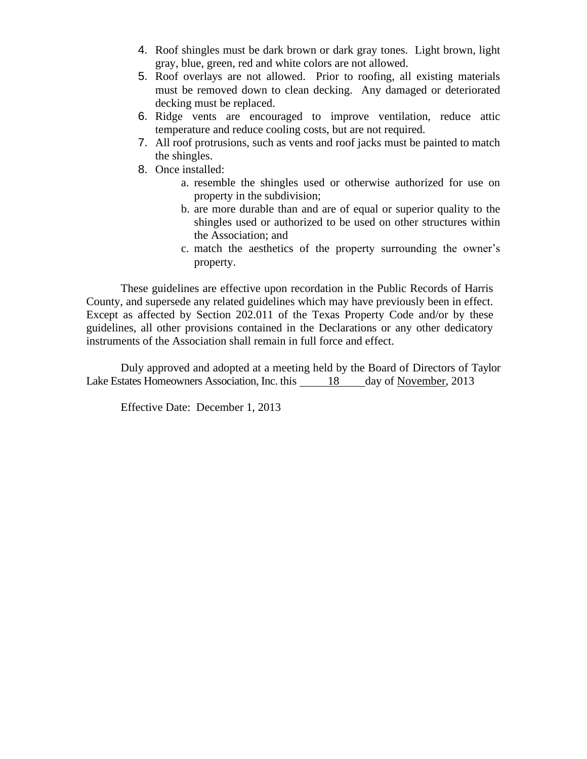4. Roof shingles must be dark brown or dark gray tones. Light brown, light gray, blue, green, red and white colors are not allowed.
5. Roof overlays are not allowed. Prior to roofing, all existing materials must be removed down to clean decking. Any damaged or deteriorated decking must be replaced.
6. Ridge vents are encouraged to improve ventilation, reduce attic temperature and reduce cooling costs, but are not required.
7. All roof protrusions, such as vents and roof jacks must be painted to match the shingles.
8. Once installed:
    a. resemble the shingles used or otherwise authorized for use on property in the subdivision;
    b. are more durable than and are of equal or superior quality to the shingles used or authorized to be used on other structures within the Association; and
    c. match the aesthetics of the property surrounding the owner's property.

These guidelines are effective upon recordation in the Public Records of Harris County, and supersede any related guidelines which may have previously been in effect. Except as affected by Section 202.011 of the Texas Property Code and/or by these guidelines, all other provisions contained in the Declarations or any other dedicatory instruments of the Association shall remain in full force and effect.

Duly approved and adopted at a meeting held by the Board of Directors of Taylor Lake Estates Homeowners Association, Inc. this 18 day of November, 2013

Effective Date: December 1, 2013